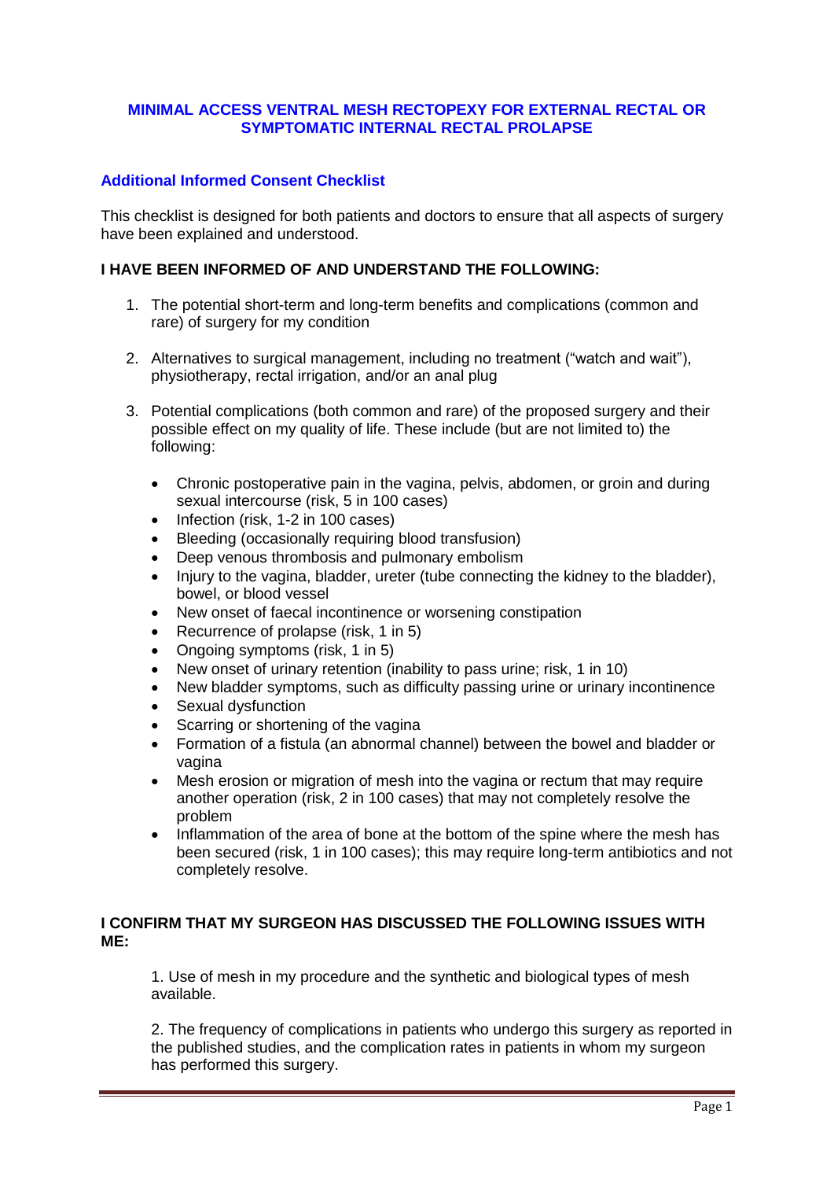# MINIMAL ACCESS VENTRAL MESH RECTOPEXY FOR EXTERNAL RECTAL OR SYMPTOMATIC INTERNAL RECTAL PROLAPSE

## Additional Informed Consent Checklist

This checklist is designed for both patients and doctors to ensure that all aspects of surgery have been explained and understood.

**I HAVE BEEN INFORMED OF AND UNDERSTAND THE FOLLOWING:**

1. The potential short-term and long-term benefits and complications (common and rare) of surgery for my condition

2. Alternatives to surgical management, including no treatment ("watch and wait"), physiotherapy, rectal irrigation, and/or an anal plug

3. Potential complications (both common and rare) of the proposed surgery and their possible effect on my quality of life. These include (but are not limited to) the following:

   - Chronic postoperative pain in the vagina, pelvis, abdomen, or groin and during sexual intercourse (risk, 5 in 100 cases)
   - Infection (risk, 1-2 in 100 cases)
   - Bleeding (occasionally requiring blood transfusion)
   - Deep venous thrombosis and pulmonary embolism
   - Injury to the vagina, bladder, ureter (tube connecting the kidney to the bladder), bowel, or blood vessel
   - New onset of faecal incontinence or worsening constipation
   - Recurrence of prolapse (risk, 1 in 5)
   - Ongoing symptoms (risk, 1 in 5)
   - New onset of urinary retention (inability to pass urine; risk, 1 in 10)
   - New bladder symptoms, such as difficulty passing urine or urinary incontinence
   - Sexual dysfunction
   - Scarring or shortening of the vagina
   - Formation of a fistula (an abnormal channel) between the bowel and bladder or vagina
   - Mesh erosion or migration of mesh into the vagina or rectum that may require another operation (risk, 2 in 100 cases) that may not completely resolve the problem
   - Inflammation of the area of bone at the bottom of the spine where the mesh has been secured (risk, 1 in 100 cases); this may require long-term antibiotics and not completely resolve.

**I CONFIRM THAT MY SURGEON HAS DISCUSSED THE FOLLOWING ISSUES WITH ME:**

1. Use of mesh in my procedure and the synthetic and biological types of mesh available.

2. The frequency of complications in patients who undergo this surgery as reported in the published studies, and the complication rates in patients in whom my surgeon has performed this surgery.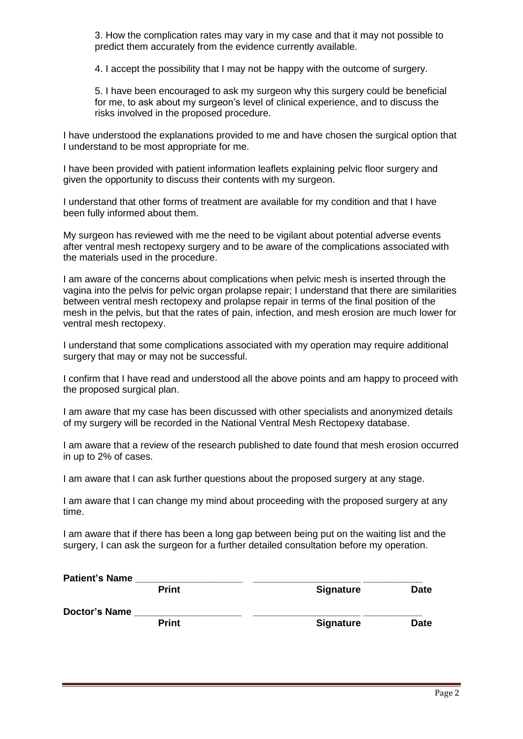3. How the complication rates may vary in my case and that it may not possible to predict them accurately from the evidence currently available.

4. I accept the possibility that I may not be happy with the outcome of surgery.

5. I have been encouraged to ask my surgeon why this surgery could be beneficial for me, to ask about my surgeon's level of clinical experience, and to discuss the risks involved in the proposed procedure.

I have understood the explanations provided to me and have chosen the surgical option that I understand to be most appropriate for me.

I have been provided with patient information leaflets explaining pelvic floor surgery and given the opportunity to discuss their contents with my surgeon.

I understand that other forms of treatment are available for my condition and that I have been fully informed about them.

My surgeon has reviewed with me the need to be vigilant about potential adverse events after ventral mesh rectopexy surgery and to be aware of the complications associated with the materials used in the procedure.

I am aware of the concerns about complications when pelvic mesh is inserted through the vagina into the pelvis for pelvic organ prolapse repair; I understand that there are similarities between ventral mesh rectopexy and prolapse repair in terms of the final position of the mesh in the pelvis, but that the rates of pain, infection, and mesh erosion are much lower for ventral mesh rectopexy.

I understand that some complications associated with my operation may require additional surgery that may or may not be successful.

I confirm that I have read and understood all the above points and am happy to proceed with the proposed surgical plan.

I am aware that my case has been discussed with other specialists and anonymized details of my surgery will be recorded in the National Ventral Mesh Rectopexy database.

I am aware that a review of the research published to date found that mesh erosion occurred in up to 2% of cases.

I am aware that I can ask further questions about the proposed surgery at any stage.

I am aware that I can change my mind about proceeding with the proposed surgery at any time.

I am aware that if there has been a long gap between being put on the waiting list and the surgery, I can ask the surgeon for a further detailed consultation before my operation.

**Patient's Name** ____________________ ____________________ ____________
**Print** **Signature** **Date**

**Doctor's Name** ____________________ ____________________ ____________
**Print** **Signature** **Date**